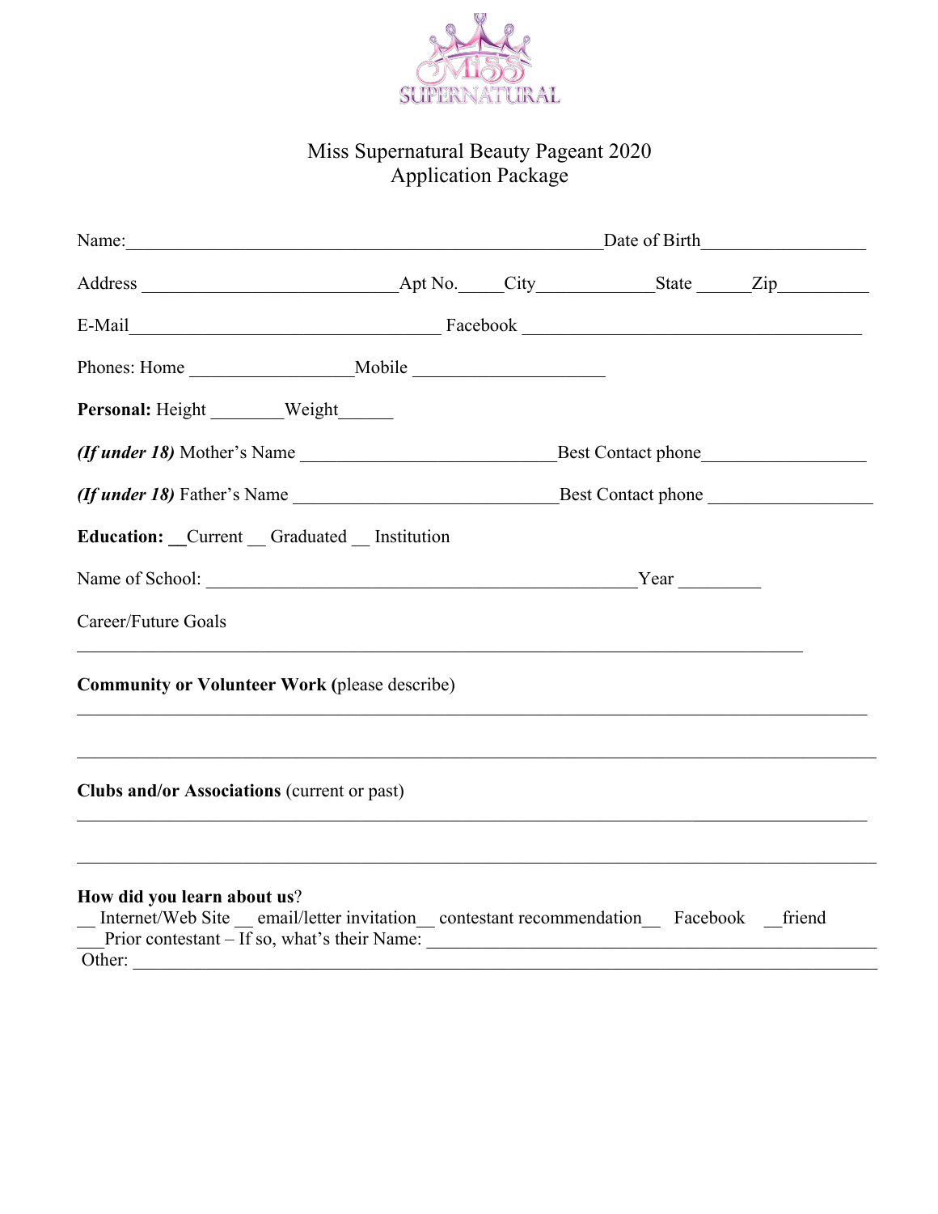# Miss Supernatural Beauty Pageant 2020
## Application Package

Name:______________________________________________________Date of Birth___________________

Address ____________________________Apt No._____City_____________State ______Zip__________

E-Mail___________________________________ Facebook _____________________________________

Phones: Home _________________Mobile _____________________

**Personal:** Height ________Weight______

***(If under 18)*** Mother's Name ____________________________Best Contact phone__________________

***(If under 18)*** Father's Name _____________________________Best Contact phone __________________

**Education:** __Current __ Graduated __ Institution

Name of School: _________________________________________________Year _________

Career/Future Goals

_________________________________________________________________________________

**Community or Volunteer Work (**please describe)

_________________________________________________________________________________

_________________________________________________________________________________

**Clubs and/or Associations** (current or past)

_________________________________________________________________________________

_________________________________________________________________________________

**How did you learn about us**?

__ Internet/Web Site __ email/letter invitation__ contestant recommendation__ Facebook __friend

___Prior contestant – If so, what's their Name: ________________________________________________

Other: _____________________________________________________________________________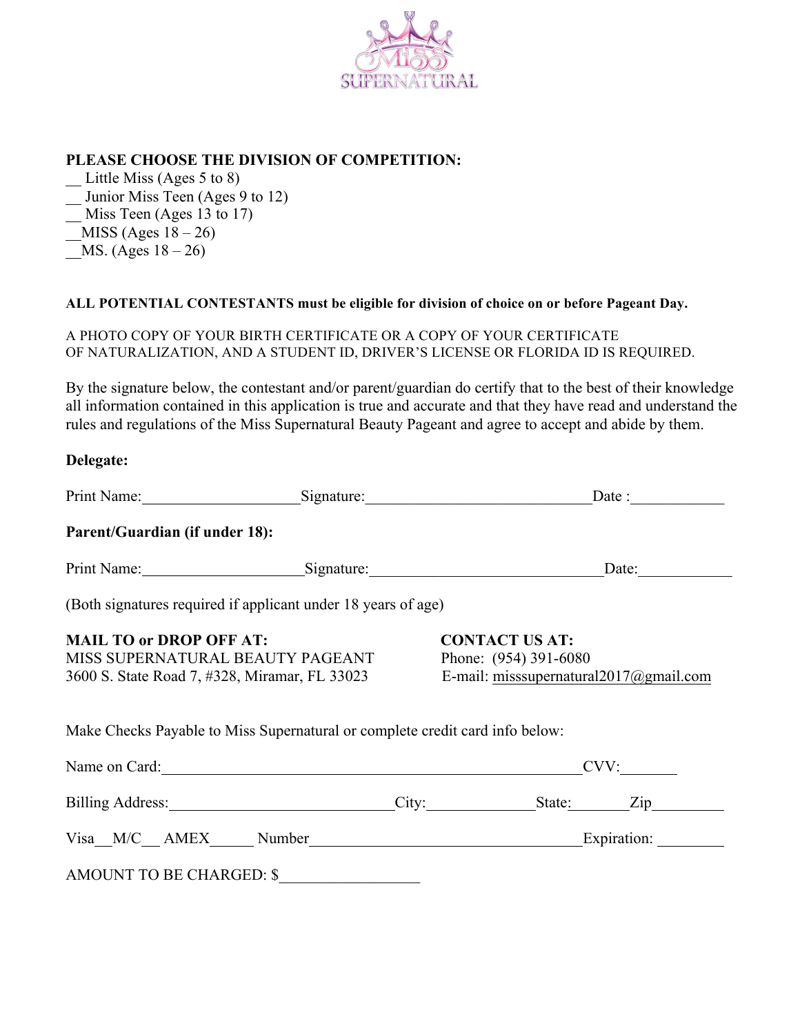**PLEASE CHOOSE THE DIVISION OF COMPETITION:**

__ Little Miss (Ages 5 to 8)
__ Junior Miss Teen (Ages 9 to 12)
__ Miss Teen (Ages 13 to 17)
__MISS (Ages 18 – 26)
__MS. (Ages 18 – 26)

**ALL POTENTIAL CONTESTANTS must be eligible for division of choice on or before Pageant Day.**

A PHOTO COPY OF YOUR BIRTH CERTIFICATE OR A COPY OF YOUR CERTIFICATE OF NATURALIZATION, AND A STUDENT ID, DRIVER'S LICENSE OR FLORIDA ID IS REQUIRED.

By the signature below, the contestant and/or parent/guardian do certify that to the best of their knowledge all information contained in this application is true and accurate and that they have read and understand the rules and regulations of the Miss Supernatural Beauty Pageant and agree to accept and abide by them.

**Delegate:**

Print Name:____________________Signature:_____________________________Date :____________

**Parent/Guardian (if under 18):**

Print Name:____________________Signature:_____________________________Date:____________

(Both signatures required if applicant under 18 years of age)

**MAIL TO or DROP OFF AT:**
MISS SUPERNATURAL BEAUTY PAGEANT
3600 S. State Road 7, #328, Miramar, FL 33023

**CONTACT US AT:**
Phone: (954) 391-6080
E-mail: misssupernatural2017@gmail.com

Make Checks Payable to Miss Supernatural or complete credit card info below:

Name on Card:____________________________________________________CVV:_______

Billing Address:____________________________City:_____________State:_______Zip_________

Visa__M/C__ AMEX______ Number___________________________________Expiration: ________

AMOUNT TO BE CHARGED: $_________________